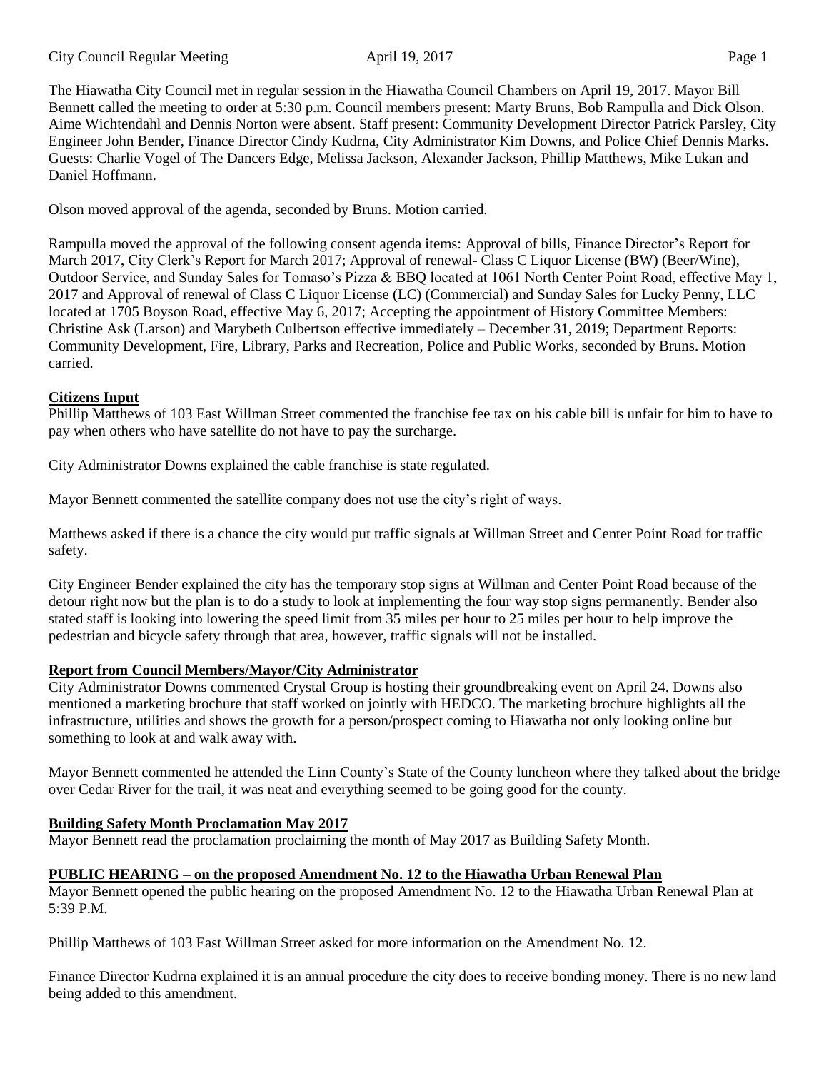The Hiawatha City Council met in regular session in the Hiawatha Council Chambers on April 19, 2017. Mayor Bill Bennett called the meeting to order at 5:30 p.m. Council members present: Marty Bruns, Bob Rampulla and Dick Olson. Aime Wichtendahl and Dennis Norton were absent. Staff present: Community Development Director Patrick Parsley, City Engineer John Bender, Finance Director Cindy Kudrna, City Administrator Kim Downs, and Police Chief Dennis Marks. Guests: Charlie Vogel of The Dancers Edge, Melissa Jackson, Alexander Jackson, Phillip Matthews, Mike Lukan and Daniel Hoffmann.

Olson moved approval of the agenda, seconded by Bruns. Motion carried.

Rampulla moved the approval of the following consent agenda items: Approval of bills, Finance Director's Report for March 2017, City Clerk's Report for March 2017; Approval of renewal- Class C Liquor License (BW) (Beer/Wine), Outdoor Service, and Sunday Sales for Tomaso's Pizza & BBQ located at 1061 North Center Point Road, effective May 1, 2017 and Approval of renewal of Class C Liquor License (LC) (Commercial) and Sunday Sales for Lucky Penny, LLC located at 1705 Boyson Road, effective May 6, 2017; Accepting the appointment of History Committee Members: Christine Ask (Larson) and Marybeth Culbertson effective immediately – December 31, 2019; Department Reports: Community Development, Fire, Library, Parks and Recreation, Police and Public Works, seconded by Bruns. Motion carried.

**Citizens Input**

Phillip Matthews of 103 East Willman Street commented the franchise fee tax on his cable bill is unfair for him to have to pay when others who have satellite do not have to pay the surcharge.

City Administrator Downs explained the cable franchise is state regulated.

Mayor Bennett commented the satellite company does not use the city's right of ways.

Matthews asked if there is a chance the city would put traffic signals at Willman Street and Center Point Road for traffic safety.

City Engineer Bender explained the city has the temporary stop signs at Willman and Center Point Road because of the detour right now but the plan is to do a study to look at implementing the four way stop signs permanently. Bender also stated staff is looking into lowering the speed limit from 35 miles per hour to 25 miles per hour to help improve the pedestrian and bicycle safety through that area, however, traffic signals will not be installed.

**Report from Council Members/Mayor/City Administrator**

City Administrator Downs commented Crystal Group is hosting their groundbreaking event on April 24. Downs also mentioned a marketing brochure that staff worked on jointly with HEDCO. The marketing brochure highlights all the infrastructure, utilities and shows the growth for a person/prospect coming to Hiawatha not only looking online but something to look at and walk away with.

Mayor Bennett commented he attended the Linn County's State of the County luncheon where they talked about the bridge over Cedar River for the trail, it was neat and everything seemed to be going good for the county.

**Building Safety Month Proclamation May 2017**

Mayor Bennett read the proclamation proclaiming the month of May 2017 as Building Safety Month.

**PUBLIC HEARING – on the proposed Amendment No. 12 to the Hiawatha Urban Renewal Plan**

Mayor Bennett opened the public hearing on the proposed Amendment No. 12 to the Hiawatha Urban Renewal Plan at 5:39 P.M.

Phillip Matthews of 103 East Willman Street asked for more information on the Amendment No. 12.

Finance Director Kudrna explained it is an annual procedure the city does to receive bonding money. There is no new land being added to this amendment.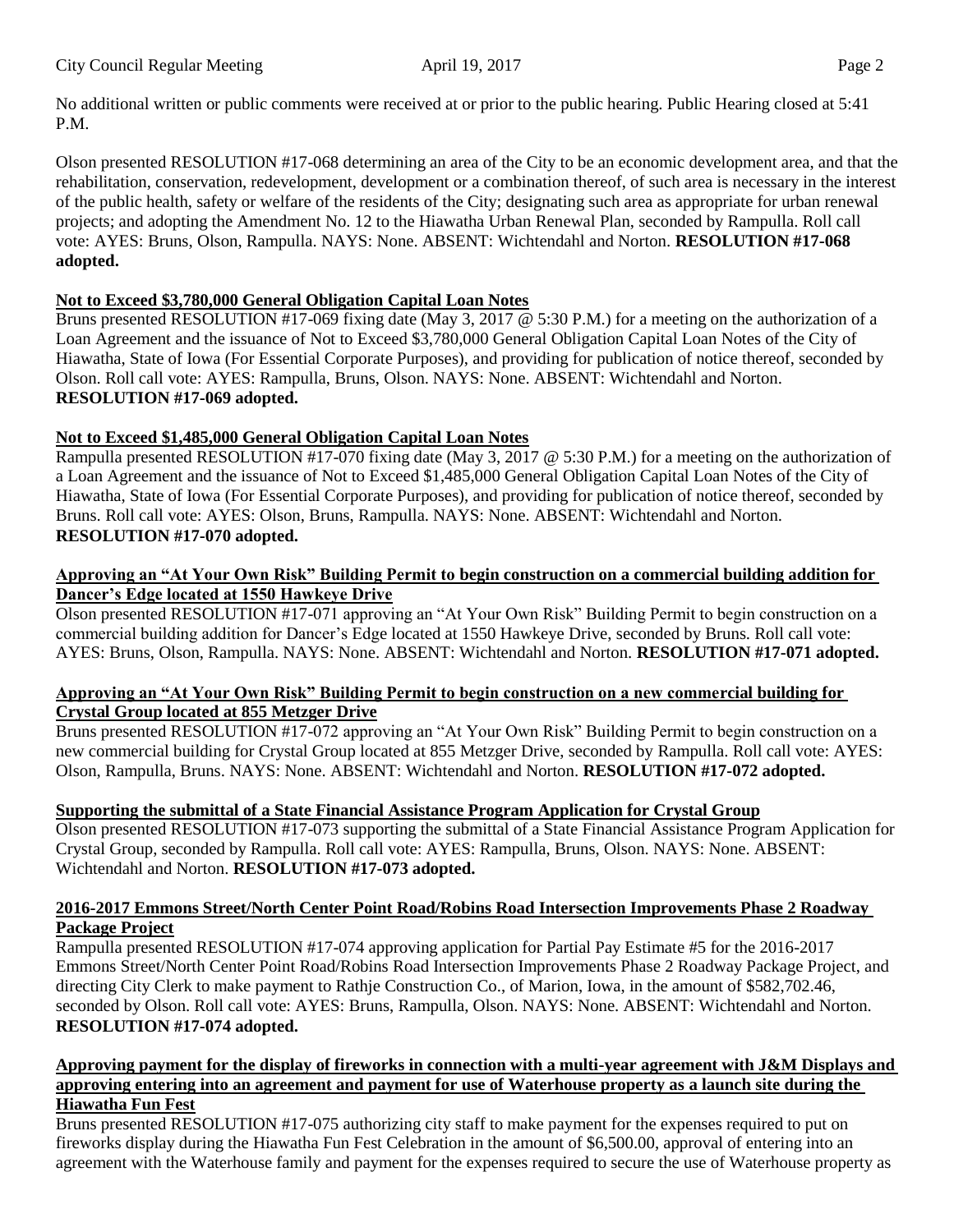No additional written or public comments were received at or prior to the public hearing. Public Hearing closed at 5:41 P.M.

Olson presented RESOLUTION #17-068 determining an area of the City to be an economic development area, and that the rehabilitation, conservation, redevelopment, development or a combination thereof, of such area is necessary in the interest of the public health, safety or welfare of the residents of the City; designating such area as appropriate for urban renewal projects; and adopting the Amendment No. 12 to the Hiawatha Urban Renewal Plan, seconded by Rampulla. Roll call vote: AYES: Bruns, Olson, Rampulla. NAYS: None. ABSENT: Wichtendahl and Norton. **RESOLUTION #17-068 adopted.**

**Not to Exceed $3,780,000 General Obligation Capital Loan Notes**

Bruns presented RESOLUTION #17-069 fixing date (May 3, 2017 @ 5:30 P.M.) for a meeting on the authorization of a Loan Agreement and the issuance of Not to Exceed $3,780,000 General Obligation Capital Loan Notes of the City of Hiawatha, State of Iowa (For Essential Corporate Purposes), and providing for publication of notice thereof, seconded by Olson. Roll call vote: AYES: Rampulla, Bruns, Olson. NAYS: None. ABSENT: Wichtendahl and Norton. **RESOLUTION #17-069 adopted.**

**Not to Exceed $1,485,000 General Obligation Capital Loan Notes**

Rampulla presented RESOLUTION #17-070 fixing date (May 3, 2017 @ 5:30 P.M.) for a meeting on the authorization of a Loan Agreement and the issuance of Not to Exceed $1,485,000 General Obligation Capital Loan Notes of the City of Hiawatha, State of Iowa (For Essential Corporate Purposes), and providing for publication of notice thereof, seconded by Bruns. Roll call vote: AYES: Olson, Bruns, Rampulla. NAYS: None. ABSENT: Wichtendahl and Norton. **RESOLUTION #17-070 adopted.**

**Approving an "At Your Own Risk" Building Permit to begin construction on a commercial building addition for Dancer's Edge located at 1550 Hawkeye Drive**

Olson presented RESOLUTION #17-071 approving an "At Your Own Risk" Building Permit to begin construction on a commercial building addition for Dancer's Edge located at 1550 Hawkeye Drive, seconded by Bruns. Roll call vote: AYES: Bruns, Olson, Rampulla. NAYS: None. ABSENT: Wichtendahl and Norton. **RESOLUTION #17-071 adopted.**

**Approving an "At Your Own Risk" Building Permit to begin construction on a new commercial building for Crystal Group located at 855 Metzger Drive**

Bruns presented RESOLUTION #17-072 approving an "At Your Own Risk" Building Permit to begin construction on a new commercial building for Crystal Group located at 855 Metzger Drive, seconded by Rampulla. Roll call vote: AYES: Olson, Rampulla, Bruns. NAYS: None. ABSENT: Wichtendahl and Norton. **RESOLUTION #17-072 adopted.**

**Supporting the submittal of a State Financial Assistance Program Application for Crystal Group**

Olson presented RESOLUTION #17-073 supporting the submittal of a State Financial Assistance Program Application for Crystal Group, seconded by Rampulla. Roll call vote: AYES: Rampulla, Bruns, Olson. NAYS: None. ABSENT: Wichtendahl and Norton. **RESOLUTION #17-073 adopted.**

**2016-2017 Emmons Street/North Center Point Road/Robins Road Intersection Improvements Phase 2 Roadway Package Project**

Rampulla presented RESOLUTION #17-074 approving application for Partial Pay Estimate #5 for the 2016-2017 Emmons Street/North Center Point Road/Robins Road Intersection Improvements Phase 2 Roadway Package Project, and directing City Clerk to make payment to Rathje Construction Co., of Marion, Iowa, in the amount of $582,702.46, seconded by Olson. Roll call vote: AYES: Bruns, Rampulla, Olson. NAYS: None. ABSENT: Wichtendahl and Norton. **RESOLUTION #17-074 adopted.**

**Approving payment for the display of fireworks in connection with a multi-year agreement with J&M Displays and approving entering into an agreement and payment for use of Waterhouse property as a launch site during the Hiawatha Fun Fest**

Bruns presented RESOLUTION #17-075 authorizing city staff to make payment for the expenses required to put on fireworks display during the Hiawatha Fun Fest Celebration in the amount of $6,500.00, approval of entering into an agreement with the Waterhouse family and payment for the expenses required to secure the use of Waterhouse property as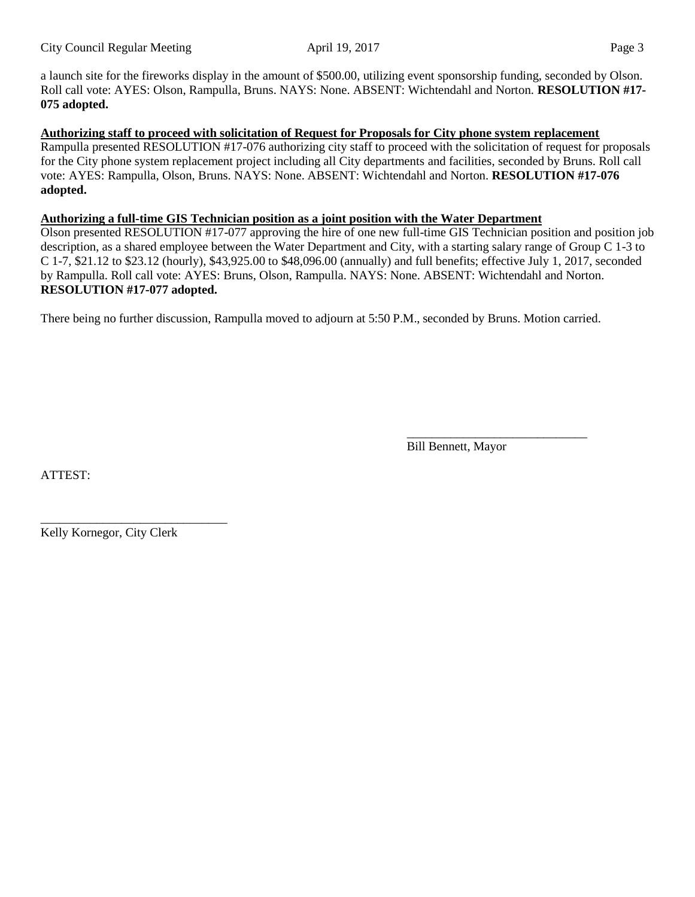a launch site for the fireworks display in the amount of $500.00, utilizing event sponsorship funding, seconded by Olson. Roll call vote: AYES: Olson, Rampulla, Bruns. NAYS: None. ABSENT: Wichtendahl and Norton. **RESOLUTION #17-075 adopted.**

**Authorizing staff to proceed with solicitation of Request for Proposals for City phone system replacement**

Rampulla presented RESOLUTION #17-076 authorizing city staff to proceed with the solicitation of request for proposals for the City phone system replacement project including all City departments and facilities, seconded by Bruns. Roll call vote: AYES: Rampulla, Olson, Bruns. NAYS: None. ABSENT: Wichtendahl and Norton. **RESOLUTION #17-076 adopted.**

**Authorizing a full-time GIS Technician position as a joint position with the Water Department**

Olson presented RESOLUTION #17-077 approving the hire of one new full-time GIS Technician position and position job description, as a shared employee between the Water Department and City, with a starting salary range of Group C 1-3 to C 1-7, $21.12 to $23.12 (hourly), $43,925.00 to $48,096.00 (annually) and full benefits; effective July 1, 2017, seconded by Rampulla. Roll call vote: AYES: Bruns, Olson, Rampulla. NAYS: None. ABSENT: Wichtendahl and Norton. **RESOLUTION #17-077 adopted.**

There being no further discussion, Rampulla moved to adjourn at 5:50 P.M., seconded by Bruns. Motion carried.

\_\_\_\_\_\_\_\_\_\_\_\_\_\_\_\_\_\_\_\_\_\_\_\_\_\_\_\_\_\_

Bill Bennett, Mayor

ATTEST:

\_\_\_\_\_\_\_\_\_\_\_\_\_\_\_\_\_\_\_\_\_\_\_\_\_\_\_\_\_\_

Kelly Kornegor, City Clerk